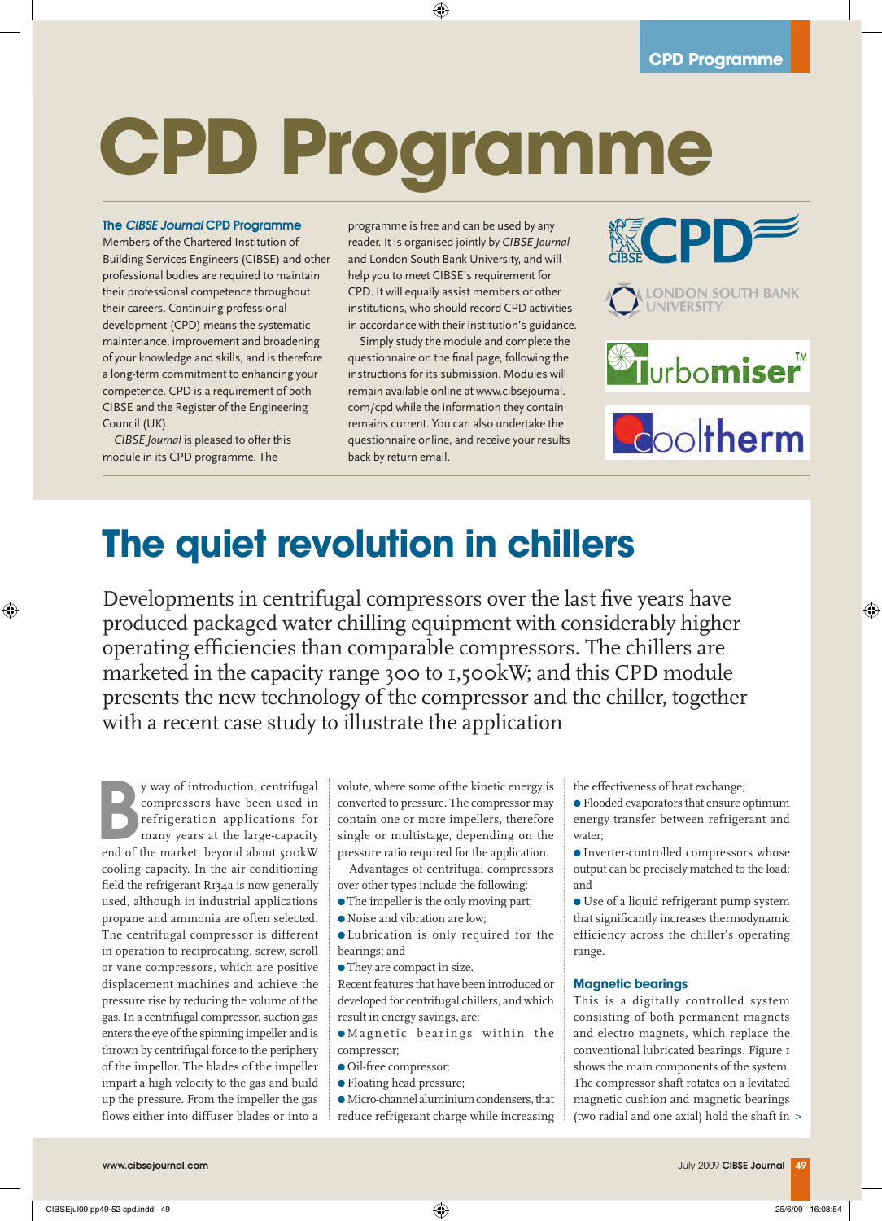# CPD Programme

## The *CIBSE Journal* CPD Programme

Members of the Chartered Institution of Building Services Engineers (CIBSE) and other professional bodies are required to maintain their professional competence throughout their careers. Continuing professional development (CPD) means the systematic maintenance, improvement and broadening of your knowledge and skills, and is therefore a long-term commitment to enhancing your competence. CPD is a requirement of both CIBSE and the Register of the Engineering Council (UK).

*CIBSE Journal* is pleased to offer this module in its CPD programme. The programme is free and can be used by any reader. It is organised jointly by *CIBSE Journal* and London South Bank University, and will help you to meet CIBSE's requirement for CPD. It will equally assist members of other institutions, who should record CPD activities in accordance with their institution's guidance.

Simply study the module and complete the questionnaire on the final page, following the instructions for its submission. Modules will remain available online at www.cibsejournal.com/cpd while the information they contain remains current. You can also undertake the questionnaire online, and receive your results back by return email.

CIBSE CPD

LONDON SOUTH BANK UNIVERSITY

Turbomiser™

Cooltherm

# The quiet revolution in chillers

Developments in centrifugal compressors over the last five years have produced packaged water chilling equipment with considerably higher operating efficiencies than comparable compressors. The chillers are marketed in the capacity range 300 to 1,500kW; and this CPD module presents the new technology of the compressor and the chiller, together with a recent case study to illustrate the application

By way of introduction, centrifugal compressors have been used in refrigeration applications for many years at the large-capacity end of the market, beyond about 500kW cooling capacity. In the air conditioning field the refrigerant R134a is now generally used, although in industrial applications propane and ammonia are often selected. The centrifugal compressor is different in operation to reciprocating, screw, scroll or vane compressors, which are positive displacement machines and achieve the pressure rise by reducing the volume of the gas. In a centrifugal compressor, suction gas enters the eye of the spinning impeller and is thrown by centrifugal force to the periphery of the impellor. The blades of the impeller impart a high velocity to the gas and build up the pressure. From the impeller the gas flows either into diffuser blades or into a volute, where some of the kinetic energy is converted to pressure. The compressor may contain one or more impellers, therefore single or multistage, depending on the pressure ratio required for the application.

Advantages of centrifugal compressors over other types include the following:

- The impeller is the only moving part;
- Noise and vibration are low;
- Lubrication is only required for the bearings; and
- They are compact in size.

Recent features that have been introduced or developed for centrifugal chillers, and which result in energy savings, are:

- Magnetic bearings within the compressor;
- Oil-free compressor;
- Floating head pressure;
- Micro-channel aluminium condensers, that reduce refrigerant charge while increasing the effectiveness of heat exchange;
- Flooded evaporators that ensure optimum energy transfer between refrigerant and water;
- Inverter-controlled compressors whose output can be precisely matched to the load; and
- Use of a liquid refrigerant pump system that significantly increases thermodynamic efficiency across the chiller's operating range.

### Magnetic bearings

This is a digitally controlled system consisting of both permanent magnets and electro magnets, which replace the conventional lubricated bearings. Figure 1 shows the main components of the system. The compressor shaft rotates on a levitated magnetic cushion and magnetic bearings (two radial and one axial) hold the shaft in >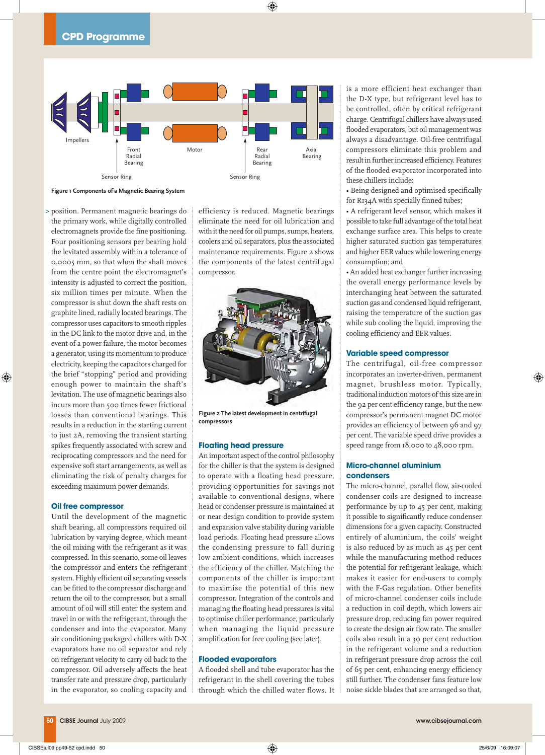Figure 1 Components of a Magnetic Bearing System

position. Permanent magnetic bearings do the primary work, while digitally controlled electromagnets provide the fine positioning. Four positioning sensors per bearing hold the levitated assembly within a tolerance of 0.0005 mm, so that when the shaft moves from the centre point the electromagnet's intensity is adjusted to correct the position, six million times per minute. When the compressor is shut down the shaft rests on graphite lined, radially located bearings. The compressor uses capacitors to smooth ripples in the DC link to the motor drive and, in the event of a power failure, the motor becomes a generator, using its momentum to produce electricity, keeping the capacitors charged for the brief "stopping" period and providing enough power to maintain the shaft's levitation. The use of magnetic bearings also incurs more than 500 times fewer frictional losses than conventional bearings. This results in a reduction in the starting current to just 2A, removing the transient starting spikes frequently associated with screw and reciprocating compressors and the need for expensive soft start arrangements, as well as eliminating the risk of penalty charges for exceeding maximum power demands.

### Oil free compressor

Until the development of the magnetic shaft bearing, all compressors required oil lubrication by varying degree, which meant the oil mixing with the refrigerant as it was compressed. In this scenario, some oil leaves the compressor and enters the refrigerant system. Highly efficient oil separating vessels can be fitted to the compressor discharge and return the oil to the compressor, but a small amount of oil will still enter the system and travel in or with the refrigerant, through the condenser and into the evaporator. Many air conditioning packaged chillers with D-X evaporators have no oil separator and rely on refrigerant velocity to carry oil back to the compressor. Oil adversely affects the heat transfer rate and pressure drop, particularly in the evaporator, so cooling capacity and efficiency is reduced. Magnetic bearings eliminate the need for oil lubrication and with it the need for oil pumps, sumps, heaters, coolers and oil separators, plus the associated maintenance requirements. Figure 2 shows the components of the latest centrifugal compressor.

Figure 2 The latest development in centrifugal compressors

### Floating head pressure

An important aspect of the control philosophy for the chiller is that the system is designed to operate with a floating head pressure, providing opportunities for savings not available to conventional designs, where head or condenser pressure is maintained at or near design condition to provide system and expansion valve stability during variable load periods. Floating head pressure allows the condensing pressure to fall during low ambient conditions, which increases the efficiency of the chiller. Matching the components of the chiller is important to maximise the potential of this new compressor. Integration of the controls and managing the floating head pressures is vital to optimise chiller performance, particularly when managing the liquid pressure amplification for free cooling (see later).

### Flooded evaporators

A flooded shell and tube evaporator has the refrigerant in the shell covering the tubes through which the chilled water flows. It is a more efficient heat exchanger than the D-X type, but refrigerant level has to be controlled, often by critical refrigerant charge. Centrifugal chillers have always used flooded evaporators, but oil management was always a disadvantage. Oil-free centrifugal compressors eliminate this problem and result in further increased efficiency. Features of the flooded evaporator incorporated into these chillers include:

- Being designed and optimised specifically for R134A with specially finned tubes;
- A refrigerant level sensor, which makes it possible to take full advantage of the total heat exchange surface area. This helps to create higher saturated suction gas temperatures and higher EER values while lowering energy consumption; and
- An added heat exchanger further increasing the overall energy performance levels by interchanging heat between the saturated suction gas and condensed liquid refrigerant, raising the temperature of the suction gas while sub cooling the liquid, improving the cooling efficiency and EER values.

### Variable speed compressor

The centrifugal, oil-free compressor incorporates an inverter-driven, permanent magnet, brushless motor. Typically, traditional induction motors of this size are in the 92 per cent efficiency range, but the new compressor's permanent magnet DC motor provides an efficiency of between 96 and 97 per cent. The variable speed drive provides a speed range from 18,000 to 48,000 rpm.

### Micro-channel aluminium condensers

The micro-channel, parallel flow, air-cooled condenser coils are designed to increase performance by up to 45 per cent, making it possible to significantly reduce condenser dimensions for a given capacity. Constructed entirely of aluminium, the coils' weight is also reduced by as much as 45 per cent while the manufacturing method reduces the potential for refrigerant leakage, which makes it easier for end-users to comply with the F-Gas regulation. Other benefits of micro-channel condenser coils include a reduction in coil depth, which lowers air pressure drop, reducing fan power required to create the design air flow rate. The smaller coils also result in a 30 per cent reduction in the refrigerant volume and a reduction in refrigerant pressure drop across the coil of 65 per cent, enhancing energy efficiency still further. The condenser fans feature low noise sickle blades that are arranged so that,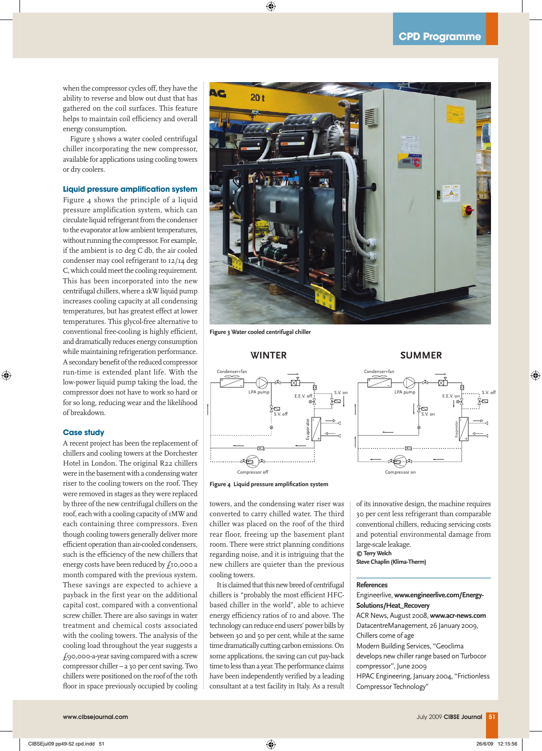when the compressor cycles off, they have the ability to reverse and blow out dust that has gathered on the coil surfaces. This feature helps to maintain coil efficiency and overall energy consumption.

Figure 3 shows a water cooled centrifugal chiller incorporating the new compressor, available for applications using cooling towers or dry coolers.

### Liquid pressure amplification system

Figure 4 shows the principle of a liquid pressure amplification system, which can circulate liquid refrigerant from the condenser to the evaporator at low ambient temperatures, without running the compressor. For example, if the ambient is 10 deg C db, the air cooled condenser may cool refrigerant to 12/14 deg C, which could meet the cooling requirement. This has been incorporated into the new centrifugal chillers, where a 1kW liquid pump increases cooling capacity at all condensing temperatures, but has greatest effect at lower temperatures. This glycol-free alternative to conventional free-cooling is highly efficient, and dramatically reduces energy consumption while maintaining refrigeration performance. A secondary benefit of the reduced compressor run-time is extended plant life. With the low-power liquid pump taking the load, the compressor does not have to work so hard or for so long, reducing wear and the likelihood of breakdown.

### Case study

A recent project has been the replacement of chillers and cooling towers at the Dorchester Hotel in London. The original R22 chillers were in the basement with a condensing water riser to the cooling towers on the roof. They were removed in stages as they were replaced by three of the new centrifugal chillers on the roof, each with a cooling capacity of 1MW and each containing three compressors. Even though cooling towers generally deliver more efficient operation than air-cooled condensers, such is the efficiency of the new chillers that energy costs have been reduced by £10,000 a month compared with the previous system. These savings are expected to achieve a payback in the first year on the additional capital cost, compared with a conventional screw chiller. There are also savings in water treatment and chemical costs associated with the cooling towers. The analysis of the cooling load throughout the year suggests a £90,000-a-year saving compared with a screw compressor chiller – a 30 per cent saving. Two chillers were positioned on the roof of the 10th floor in space previously occupied by cooling towers, and the condensing water riser was converted to carry chilled water. The third chiller was placed on the roof of the third rear floor, freeing up the basement plant room. There were strict planning conditions regarding noise, and it is intriguing that the new chillers are quieter than the previous cooling towers.

Figure 3 Water cooled centrifugal chiller

Figure 4 Liquid pressure amplification system

It is claimed that this new breed of centrifugal chillers is "probably the most efficient HFC-based chiller in the world", able to achieve energy efficiency ratios of 10 and above. The technology can reduce end users' power bills by between 30 and 50 per cent, while at the same time dramatically cutting carbon emissions. On some applications, the saving can cut pay-back time to less than a year. The performance claims have been independently verified by a leading consultant at a test facility in Italy. As a result of its innovative design, the machine requires 30 per cent less refrigerant than comparable conventional chillers, reducing servicing costs and potential environmental damage from large-scale leakage.

**© Terry Welch**
**Steve Chaplin (Klima-Therm)**

#### References

Engineerlive, **www.engineerlive.com/Energy-Solutions/Heat_Recovery**

ACR News, August 2008, **www.acr-news.com**

DatacentreManagement, 26 January 2009, Chillers come of age

Modern Building Services, "Geoclima develops new chiller range based on Turbocor compressor", June 2009

HPAC Engineering, January 2004, "Frictionless Compressor Technology"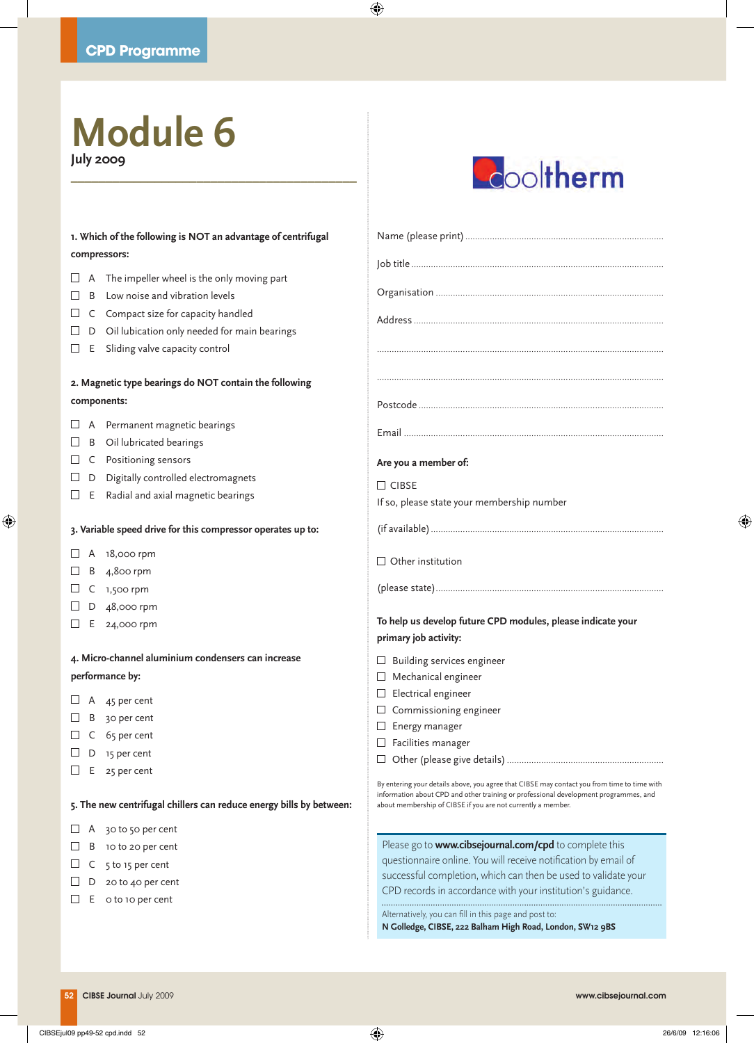CPD Programme

# Module 6

July 2009

Cooltherm

**1. Which of the following is NOT an advantage of centrifugal compressors:**

- ☐ A The impeller wheel is the only moving part
- ☐ B Low noise and vibration levels
- ☐ C Compact size for capacity handled
- ☐ D Oil lubication only needed for main bearings
- ☐ E Sliding valve capacity control

**2. Magnetic type bearings do NOT contain the following components:**

- ☐ A Permanent magnetic bearings
- ☐ B Oil lubricated bearings
- ☐ C Positioning sensors
- ☐ D Digitally controlled electromagnets
- ☐ E Radial and axial magnetic bearings

**3. Variable speed drive for this compressor operates up to:**

- ☐ A 18,000 rpm
- ☐ B 4,800 rpm
- ☐ C 1,500 rpm
- ☐ D 48,000 rpm
- ☐ E 24,000 rpm

**4. Micro-channel aluminium condensers can increase performance by:**

- ☐ A 45 per cent
- ☐ B 30 per cent
- ☐ C 65 per cent
- ☐ D 15 per cent
- ☐ E 25 per cent

**5. The new centrifugal chillers can reduce energy bills by between:**

- ☐ A 30 to 50 per cent
- ☐ B 10 to 20 per cent
- ☐ C 5 to 15 per cent
- ☐ D 20 to 40 per cent
- ☐ E 0 to 10 per cent

Name (please print) ..........................................................

Job title ..........................................................

Organisation ..........................................................

Address ..........................................................

..........................................................

..........................................................

Postcode ..........................................................

Email ..........................................................

**Are you a member of:**

☐ CIBSE

If so, please state your membership number

(if available) ..........................................................

☐ Other institution

(please state) ..........................................................

**To help us develop future CPD modules, please indicate your primary job activity:**

- ☐ Building services engineer
- ☐ Mechanical engineer
- ☐ Electrical engineer
- ☐ Commissioning engineer
- ☐ Energy manager
- ☐ Facilities manager
- ☐ Other (please give details) ..........................................................

By entering your details above, you agree that CIBSE may contact you from time to time with information about CPD and other training or professional development programmes, and about membership of CIBSE if you are not currently a member.

Please go to **www.cibsejournal.com/cpd** to complete this questionnaire online. You will receive notification by email of successful completion, which can then be used to validate your CPD records in accordance with your institution's guidance.

Alternatively, you can fill in this page and post to:
**N Golledge, CIBSE, 222 Balham High Road, London, SW12 9BS**